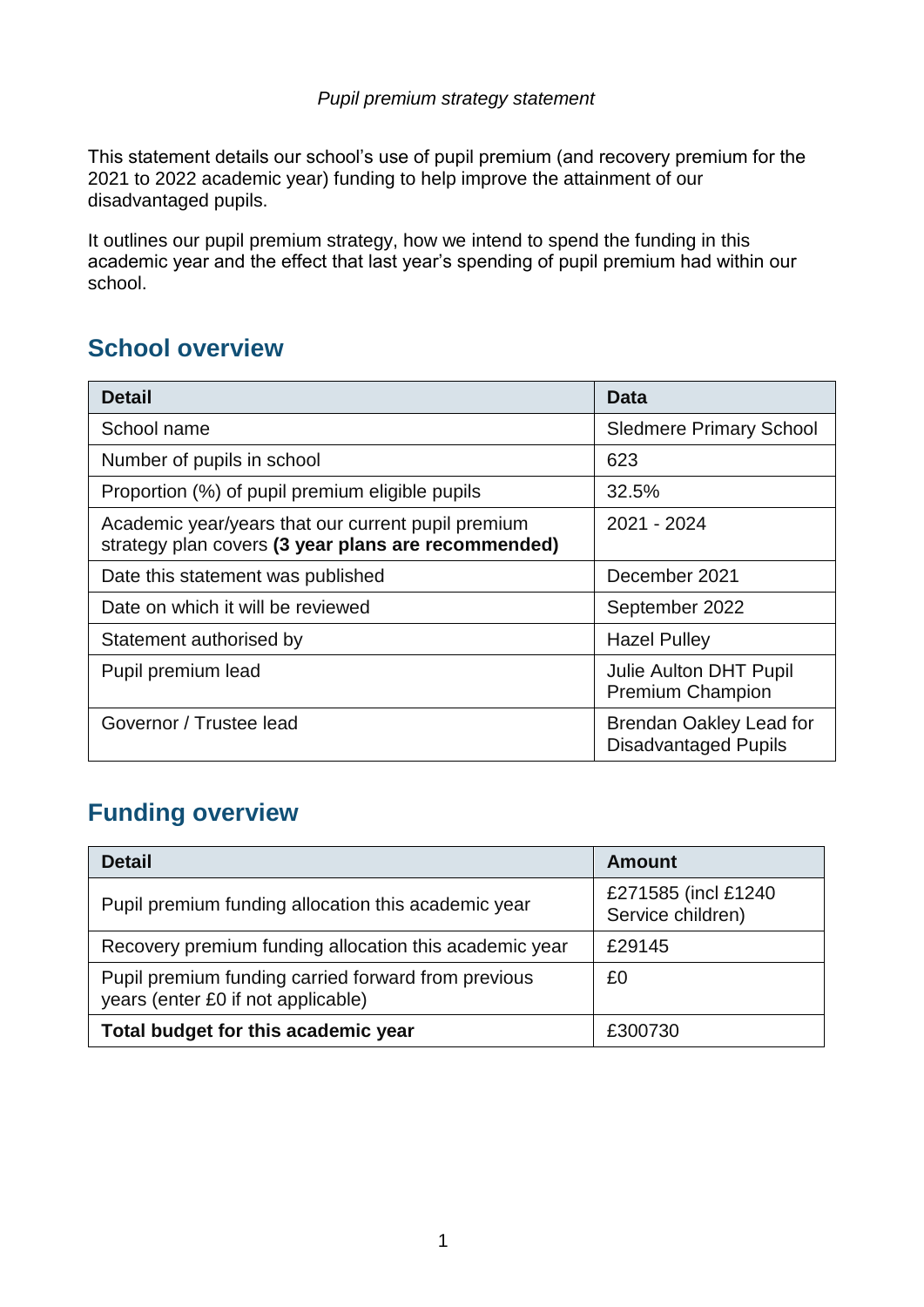*Pupil premium strategy statement*

This statement details our school's use of pupil premium (and recovery premium for the 2021 to 2022 academic year) funding to help improve the attainment of our disadvantaged pupils.

It outlines our pupil premium strategy, how we intend to spend the funding in this academic year and the effect that last year's spending of pupil premium had within our school.

## School overview

| Detail | Data |
|---|---|
| School name | Sledmere Primary School |
| Number of pupils in school | 623 |
| Proportion (%) of pupil premium eligible pupils | 32.5% |
| Academic year/years that our current pupil premium strategy plan covers **(3 year plans are recommended)** | 2021 - 2024 |
| Date this statement was published | December 2021 |
| Date on which it will be reviewed | September 2022 |
| Statement authorised by | Hazel Pulley |
| Pupil premium lead | Julie Aulton DHT Pupil Premium Champion |
| Governor / Trustee lead | Brendan Oakley Lead for Disadvantaged Pupils |

## Funding overview

| Detail | Amount |
|---|---|
| Pupil premium funding allocation this academic year | £271585 (incl £1240 Service children) |
| Recovery premium funding allocation this academic year | £29145 |
| Pupil premium funding carried forward from previous years (enter £0 if not applicable) | £0 |
| **Total budget for this academic year** | £300730 |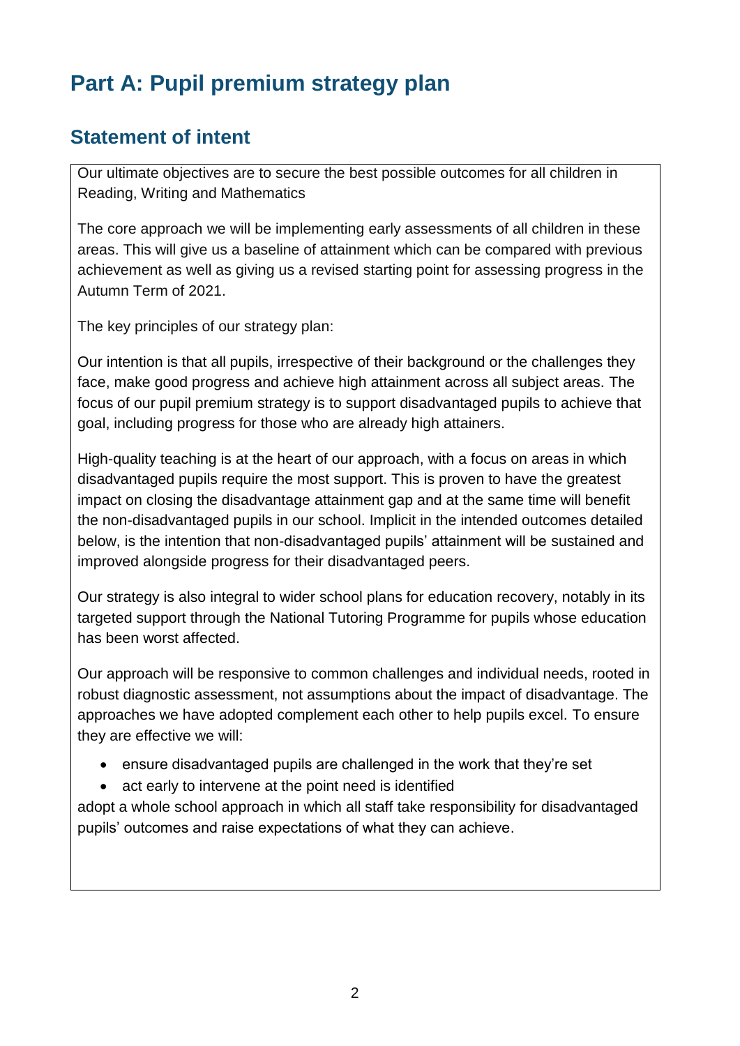# Part A: Pupil premium strategy plan

## Statement of intent

Our ultimate objectives are to secure the best possible outcomes for all children in Reading, Writing and Mathematics

The core approach we will be implementing early assessments of all children in these areas. This will give us a baseline of attainment which can be compared with previous achievement as well as giving us a revised starting point for assessing progress in the Autumn Term of 2021.

The key principles of our strategy plan:

Our intention is that all pupils, irrespective of their background or the challenges they face, make good progress and achieve high attainment across all subject areas. The focus of our pupil premium strategy is to support disadvantaged pupils to achieve that goal, including progress for those who are already high attainers.

High-quality teaching is at the heart of our approach, with a focus on areas in which disadvantaged pupils require the most support. This is proven to have the greatest impact on closing the disadvantage attainment gap and at the same time will benefit the non-disadvantaged pupils in our school. Implicit in the intended outcomes detailed below, is the intention that non-disadvantaged pupils' attainment will be sustained and improved alongside progress for their disadvantaged peers.

Our strategy is also integral to wider school plans for education recovery, notably in its targeted support through the National Tutoring Programme for pupils whose education has been worst affected.

Our approach will be responsive to common challenges and individual needs, rooted in robust diagnostic assessment, not assumptions about the impact of disadvantage. The approaches we have adopted complement each other to help pupils excel. To ensure they are effective we will:

- ensure disadvantaged pupils are challenged in the work that they're set
- act early to intervene at the point need is identified

adopt a whole school approach in which all staff take responsibility for disadvantaged pupils' outcomes and raise expectations of what they can achieve.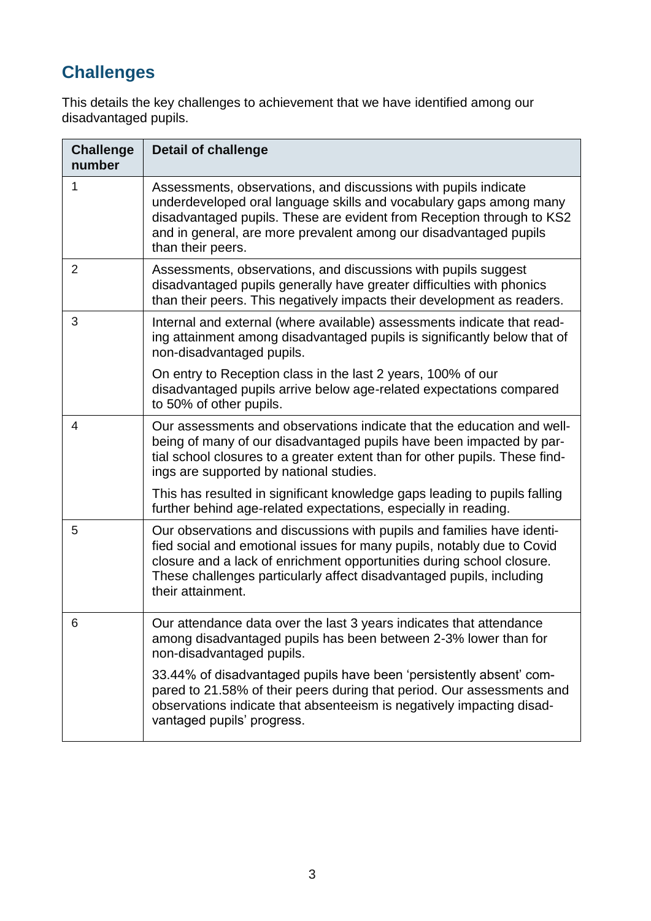## Challenges

This details the key challenges to achievement that we have identified among our disadvantaged pupils.

| Challenge number | Detail of challenge |
|---|---|
| 1 | Assessments, observations, and discussions with pupils indicate underdeveloped oral language skills and vocabulary gaps among many disadvantaged pupils. These are evident from Reception through to KS2 and in general, are more prevalent among our disadvantaged pupils than their peers. |
| 2 | Assessments, observations, and discussions with pupils suggest disadvantaged pupils generally have greater difficulties with phonics than their peers. This negatively impacts their development as readers. |
| 3 | Internal and external (where available) assessments indicate that reading attainment among disadvantaged pupils is significantly below that of non-disadvantaged pupils.<br><br>On entry to Reception class in the last 2 years, 100% of our disadvantaged pupils arrive below age-related expectations compared to 50% of other pupils. |
| 4 | Our assessments and observations indicate that the education and wellbeing of many of our disadvantaged pupils have been impacted by partial school closures to a greater extent than for other pupils. These findings are supported by national studies.<br><br>This has resulted in significant knowledge gaps leading to pupils falling further behind age-related expectations, especially in reading. |
| 5 | Our observations and discussions with pupils and families have identified social and emotional issues for many pupils, notably due to Covid closure and a lack of enrichment opportunities during school closure. These challenges particularly affect disadvantaged pupils, including their attainment. |
| 6 | Our attendance data over the last 3 years indicates that attendance among disadvantaged pupils has been between 2-3% lower than for non-disadvantaged pupils.<br><br>33.44% of disadvantaged pupils have been 'persistently absent' compared to 21.58% of their peers during that period. Our assessments and observations indicate that absenteeism is negatively impacting disadvantaged pupils' progress. |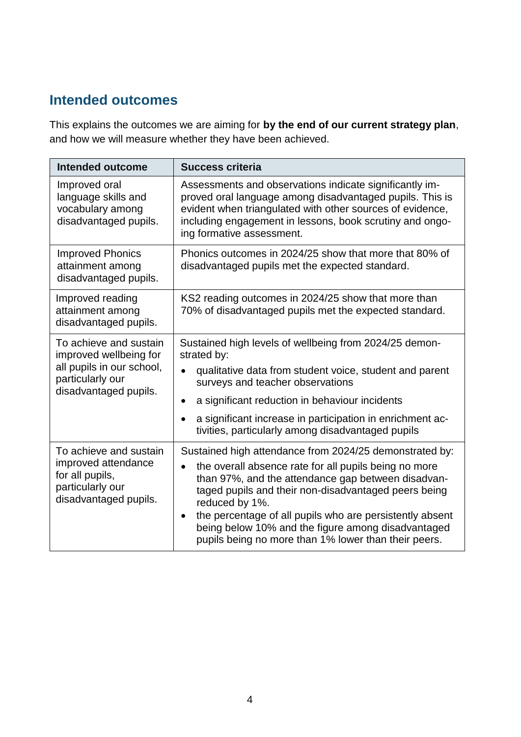## Intended outcomes

This explains the outcomes we are aiming for **by the end of our current strategy plan**, and how we will measure whether they have been achieved.

| Intended outcome | Success criteria |
|---|---|
| Improved oral language skills and vocabulary among disadvantaged pupils. | Assessments and observations indicate significantly improved oral language among disadvantaged pupils. This is evident when triangulated with other sources of evidence, including engagement in lessons, book scrutiny and ongoing formative assessment. |
| Improved Phonics attainment among disadvantaged pupils. | Phonics outcomes in 2024/25 show that more that 80% of disadvantaged pupils met the expected standard. |
| Improved reading attainment among disadvantaged pupils. | KS2 reading outcomes in 2024/25 show that more than 70% of disadvantaged pupils met the expected standard. |
| To achieve and sustain improved wellbeing for all pupils in our school, particularly our disadvantaged pupils. | Sustained high levels of wellbeing from 2024/25 demonstrated by:<br>• qualitative data from student voice, student and parent surveys and teacher observations<br>• a significant reduction in behaviour incidents<br>• a significant increase in participation in enrichment activities, particularly among disadvantaged pupils |
| To achieve and sustain improved attendance for all pupils, particularly our disadvantaged pupils. | Sustained high attendance from 2024/25 demonstrated by:<br>• the overall absence rate for all pupils being no more than 97%, and the attendance gap between disadvantaged pupils and their non-disadvantaged peers being reduced by 1%.<br>• the percentage of all pupils who are persistently absent being below 10% and the figure among disadvantaged pupils being no more than 1% lower than their peers. |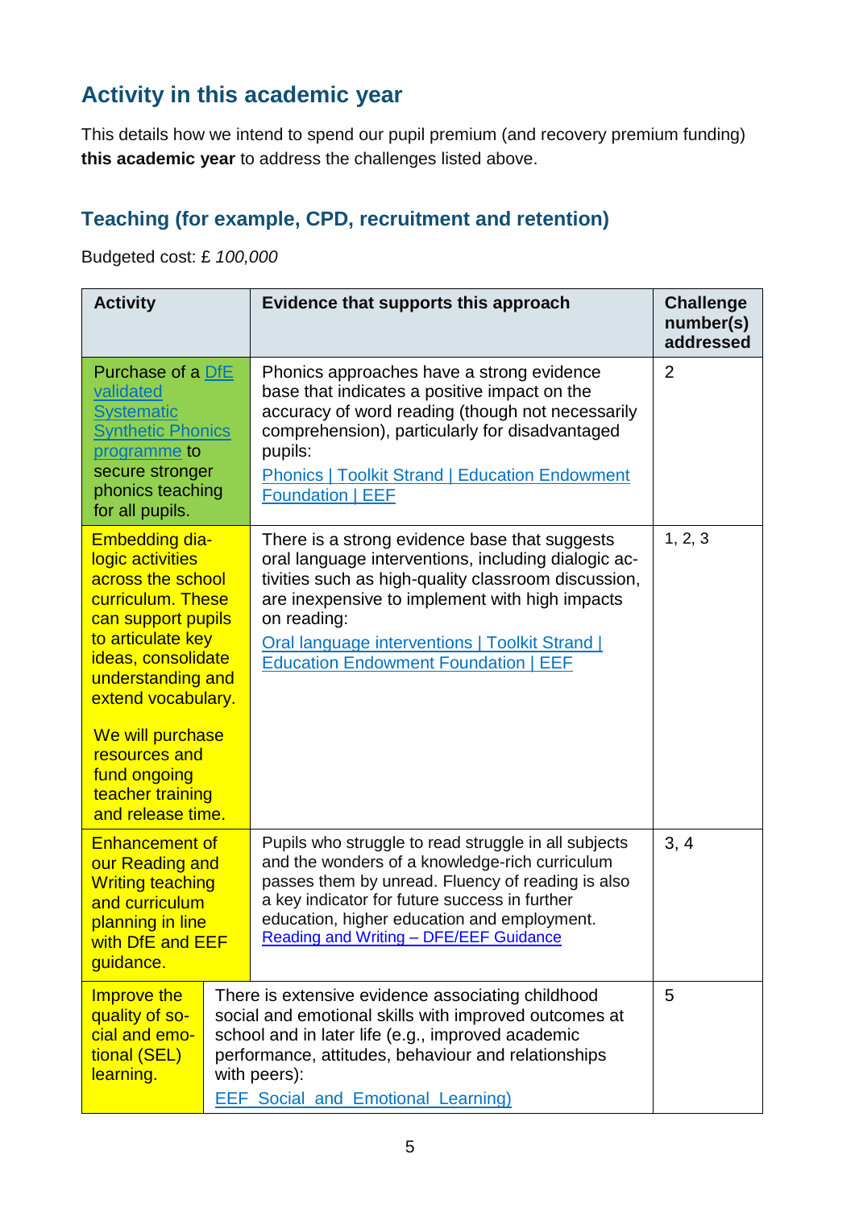## Activity in this academic year

This details how we intend to spend our pupil premium (and recovery premium funding) **this academic year** to address the challenges listed above.

### Teaching (for example, CPD, recruitment and retention)

Budgeted cost: £ *100,000*

| Activity | Evidence that supports this approach | Challenge number(s) addressed |
|---|---|---|
| Purchase of a DfE validated Systematic Synthetic Phonics programme to secure stronger phonics teaching for all pupils. | Phonics approaches have a strong evidence base that indicates a positive impact on the accuracy of word reading (though not necessarily comprehension), particularly for disadvantaged pupils: Phonics \| Toolkit Strand \| Education Endowment Foundation \| EEF | 2 |
| Embedding dialogic activities across the school curriculum. These can support pupils to articulate key ideas, consolidate understanding and extend vocabulary. We will purchase resources and fund ongoing teacher training and release time. | There is a strong evidence base that suggests oral language interventions, including dialogic activities such as high-quality classroom discussion, are inexpensive to implement with high impacts on reading: Oral language interventions \| Toolkit Strand \| Education Endowment Foundation \| EEF | 1, 2, 3 |
| Enhancement of our Reading and Writing teaching and curriculum planning in line with DfE and EEF guidance. | Pupils who struggle to read struggle in all subjects and the wonders of a knowledge-rich curriculum passes them by unread. Fluency of reading is also a key indicator for future success in further education, higher education and employment. Reading and Writing – DFE/EEF Guidance | 3, 4 |
| Improve the quality of social and emotional (SEL) learning. | There is extensive evidence associating childhood social and emotional skills with improved outcomes at school and in later life (e.g., improved academic performance, attitudes, behaviour and relationships with peers): EEF_Social_and_Emotional_Learning) | 5 |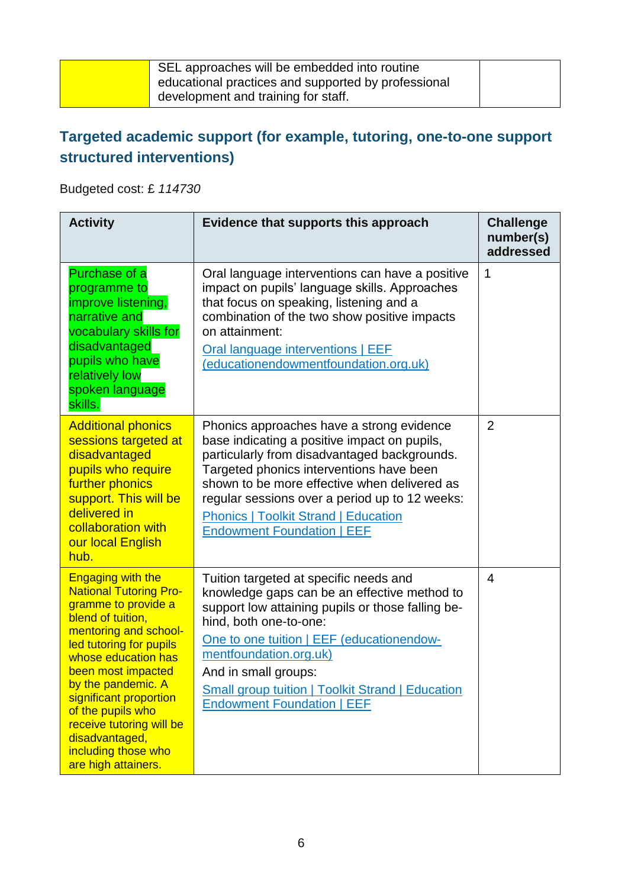| | SEL approaches will be embedded into routine educational practices and supported by professional development and training for staff. | |
|---|---|---|

## Targeted academic support (for example, tutoring, one-to-one support structured interventions)

Budgeted cost: £ *114730*

| Activity | Evidence that supports this approach | Challenge number(s) addressed |
|---|---|---|
| Purchase of a programme to improve listening, narrative and vocabulary skills for disadvantaged pupils who have relatively low spoken language skills. | Oral language interventions can have a positive impact on pupils' language skills. Approaches that focus on speaking, listening and a combination of the two show positive impacts on attainment: [Oral language interventions \| EEF (educationendowmentfoundation.org.uk)](educationendowmentfoundation.org.uk) | 1 |
| Additional phonics sessions targeted at disadvantaged pupils who require further phonics support. This will be delivered in collaboration with our local English hub. | Phonics approaches have a strong evidence base indicating a positive impact on pupils, particularly from disadvantaged backgrounds. Targeted phonics interventions have been shown to be more effective when delivered as regular sessions over a period up to 12 weeks: Phonics \| Toolkit Strand \| Education Endowment Foundation \| EEF | 2 |
| Engaging with the National Tutoring Programme to provide a blend of tuition, mentoring and school-led tutoring for pupils whose education has been most impacted by the pandemic. A significant proportion of the pupils who receive tutoring will be disadvantaged, including those who are high attainers. | Tuition targeted at specific needs and knowledge gaps can be an effective method to support low attaining pupils or those falling behind, both one-to-one: [One to one tuition \| EEF (educationendowmentfoundation.org.uk)](educationendowmentfoundation.org.uk) And in small groups: Small group tuition \| Toolkit Strand \| Education Endowment Foundation \| EEF | 4 |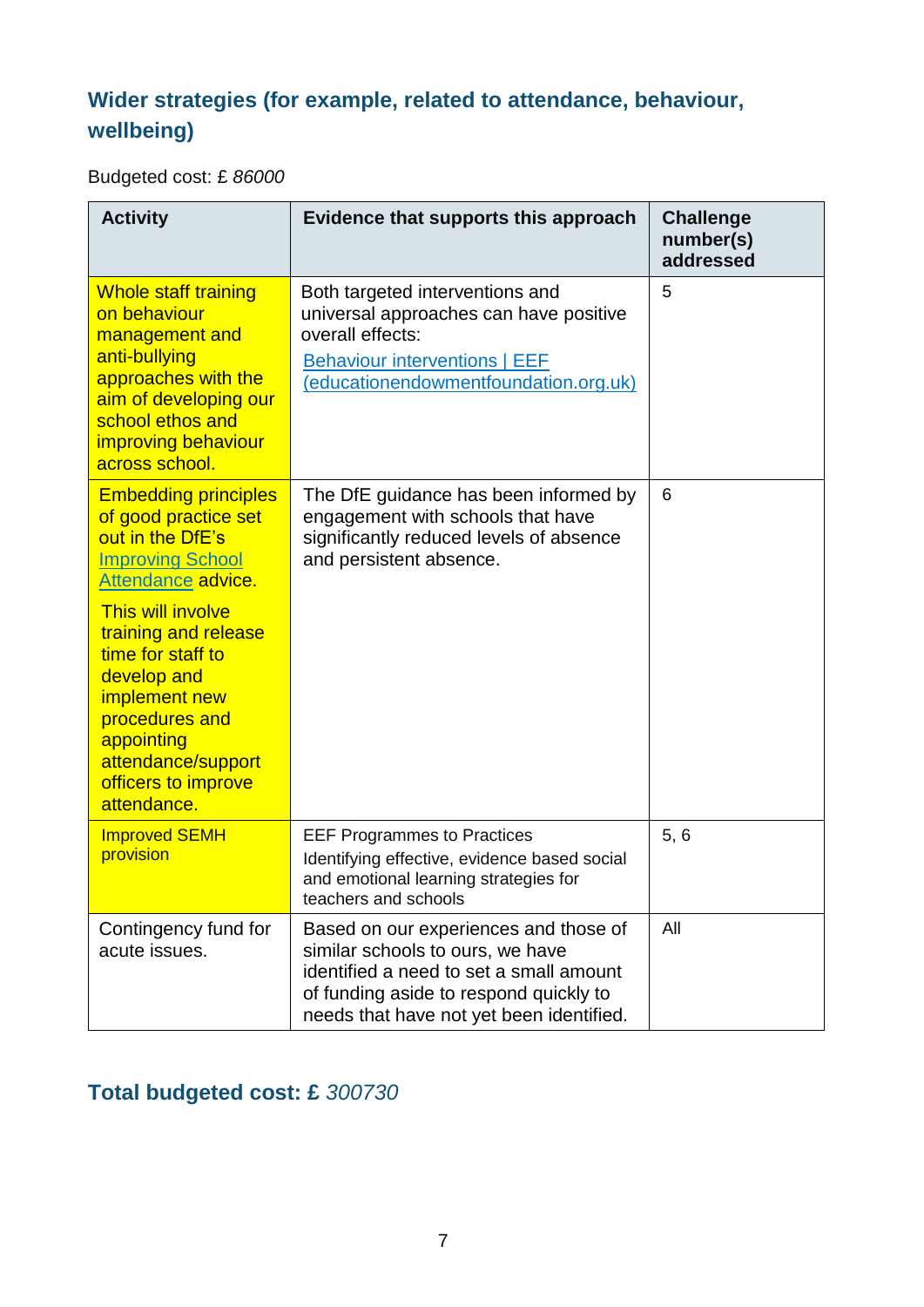## Wider strategies (for example, related to attendance, behaviour, wellbeing)

Budgeted cost: £ *86000*

| Activity | Evidence that supports this approach | Challenge number(s) addressed |
|---|---|---|
| Whole staff training on behaviour management and anti-bullying approaches with the aim of developing our school ethos and improving behaviour across school. | Both targeted interventions and universal approaches can have positive overall effects: [Behaviour interventions \| EEF (educationendowmentfoundation.org.uk)](https://educationendowmentfoundation.org.uk) | 5 |
| Embedding principles of good practice set out in the DfE's [Improving School Attendance](#) advice. This will involve training and release time for staff to develop and implement new procedures and appointing attendance/support officers to improve attendance. | The DfE guidance has been informed by engagement with schools that have significantly reduced levels of absence and persistent absence. | 6 |
| Improved SEMH provision | EEF Programmes to Practices Identifying effective, evidence based social and emotional learning strategies for teachers and schools | 5, 6 |
| Contingency fund for acute issues. | Based on our experiences and those of similar schools to ours, we have identified a need to set a small amount of funding aside to respond quickly to needs that have not yet been identified. | All |

## Total budgeted cost: £ *300730*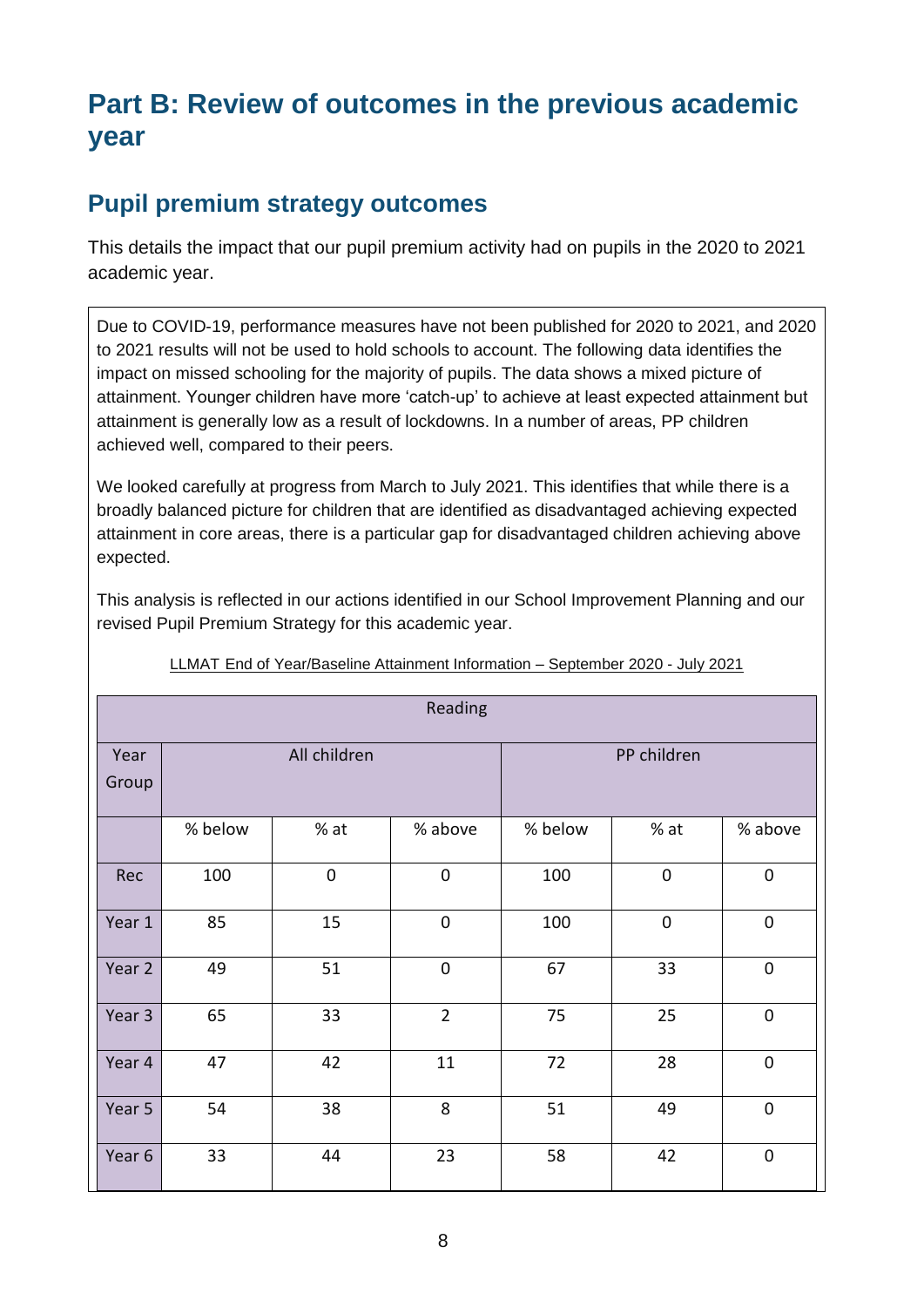# Part B: Review of outcomes in the previous academic year

## Pupil premium strategy outcomes

This details the impact that our pupil premium activity had on pupils in the 2020 to 2021 academic year.

Due to COVID-19, performance measures have not been published for 2020 to 2021, and 2020 to 2021 results will not be used to hold schools to account. The following data identifies the impact on missed schooling for the majority of pupils. The data shows a mixed picture of attainment. Younger children have more 'catch-up' to achieve at least expected attainment but attainment is generally low as a result of lockdowns. In a number of areas, PP children achieved well, compared to their peers.

We looked carefully at progress from March to July 2021. This identifies that while there is a broadly balanced picture for children that are identified as disadvantaged achieving expected attainment in core areas, there is a particular gap for disadvantaged children achieving above expected.

This analysis is reflected in our actions identified in our School Improvement Planning and our revised Pupil Premium Strategy for this academic year.

LLMAT End of Year/Baseline Attainment Information – September 2020 - July 2021

| Reading | | | | | | |
|---|---|---|---|---|---|---|
| Year Group | All children | | | PP children | | |
| | % below | % at | % above | % below | % at | % above |
| Rec | 100 | 0 | 0 | 100 | 0 | 0 |
| Year 1 | 85 | 15 | 0 | 100 | 0 | 0 |
| Year 2 | 49 | 51 | 0 | 67 | 33 | 0 |
| Year 3 | 65 | 33 | 2 | 75 | 25 | 0 |
| Year 4 | 47 | 42 | 11 | 72 | 28 | 0 |
| Year 5 | 54 | 38 | 8 | 51 | 49 | 0 |
| Year 6 | 33 | 44 | 23 | 58 | 42 | 0 |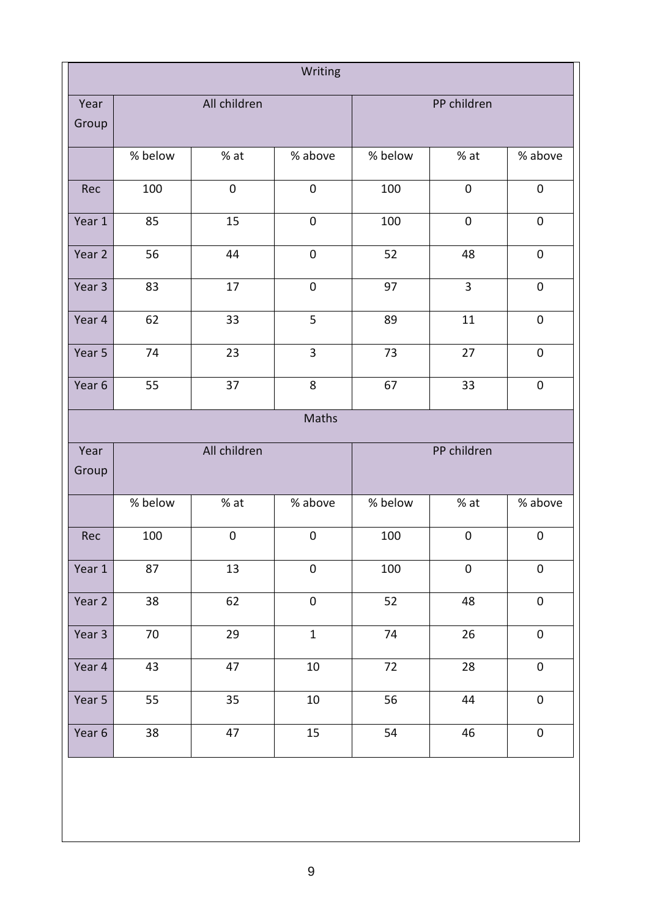| Writing | | | | | | |
|---|---|---|---|---|---|---|
| Year Group | All children | | | PP children | | |
| | % below | % at | % above | % below | % at | % above |
| Rec | 100 | 0 | 0 | 100 | 0 | 0 |
| Year 1 | 85 | 15 | 0 | 100 | 0 | 0 |
| Year 2 | 56 | 44 | 0 | 52 | 48 | 0 |
| Year 3 | 83 | 17 | 0 | 97 | 3 | 0 |
| Year 4 | 62 | 33 | 5 | 89 | 11 | 0 |
| Year 5 | 74 | 23 | 3 | 73 | 27 | 0 |
| Year 6 | 55 | 37 | 8 | 67 | 33 | 0 |

| Maths | | | | | | |
|---|---|---|---|---|---|---|
| Year Group | All children | | | PP children | | |
| | % below | % at | % above | % below | % at | % above |
| Rec | 100 | 0 | 0 | 100 | 0 | 0 |
| Year 1 | 87 | 13 | 0 | 100 | 0 | 0 |
| Year 2 | 38 | 62 | 0 | 52 | 48 | 0 |
| Year 3 | 70 | 29 | 1 | 74 | 26 | 0 |
| Year 4 | 43 | 47 | 10 | 72 | 28 | 0 |
| Year 5 | 55 | 35 | 10 | 56 | 44 | 0 |
| Year 6 | 38 | 47 | 15 | 54 | 46 | 0 |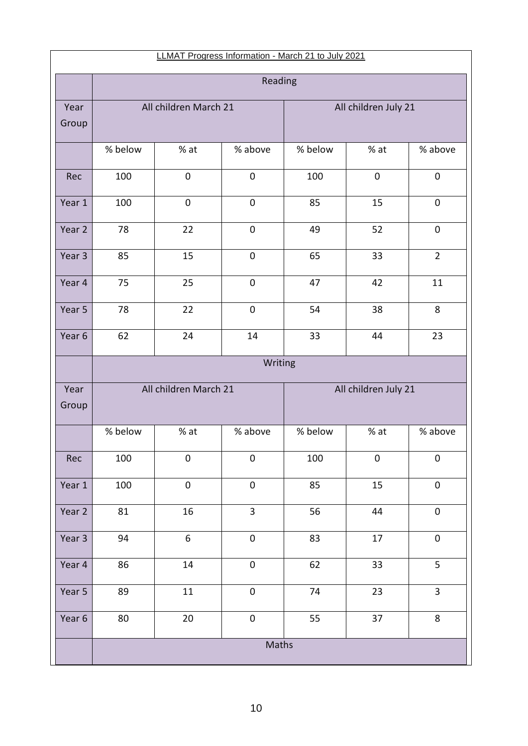LLMAT Progress Information - March 21 to July 2021

| | Reading | | | | | |
|---|---|---|---|---|---|---|
| Year Group | All children March 21 | | | All children July 21 | | |
| | % below | % at | % above | % below | % at | % above |
| Rec | 100 | 0 | 0 | 100 | 0 | 0 |
| Year 1 | 100 | 0 | 0 | 85 | 15 | 0 |
| Year 2 | 78 | 22 | 0 | 49 | 52 | 0 |
| Year 3 | 85 | 15 | 0 | 65 | 33 | 2 |
| Year 4 | 75 | 25 | 0 | 47 | 42 | 11 |
| Year 5 | 78 | 22 | 0 | 54 | 38 | 8 |
| Year 6 | 62 | 24 | 14 | 33 | 44 | 23 |
| | Writing | | | | | |
| Year Group | All children March 21 | | | All children July 21 | | |
| | % below | % at | % above | % below | % at | % above |
| Rec | 100 | 0 | 0 | 100 | 0 | 0 |
| Year 1 | 100 | 0 | 0 | 85 | 15 | 0 |
| Year 2 | 81 | 16 | 3 | 56 | 44 | 0 |
| Year 3 | 94 | 6 | 0 | 83 | 17 | 0 |
| Year 4 | 86 | 14 | 0 | 62 | 33 | 5 |
| Year 5 | 89 | 11 | 0 | 74 | 23 | 3 |
| Year 6 | 80 | 20 | 0 | 55 | 37 | 8 |
| | Maths | | | | | |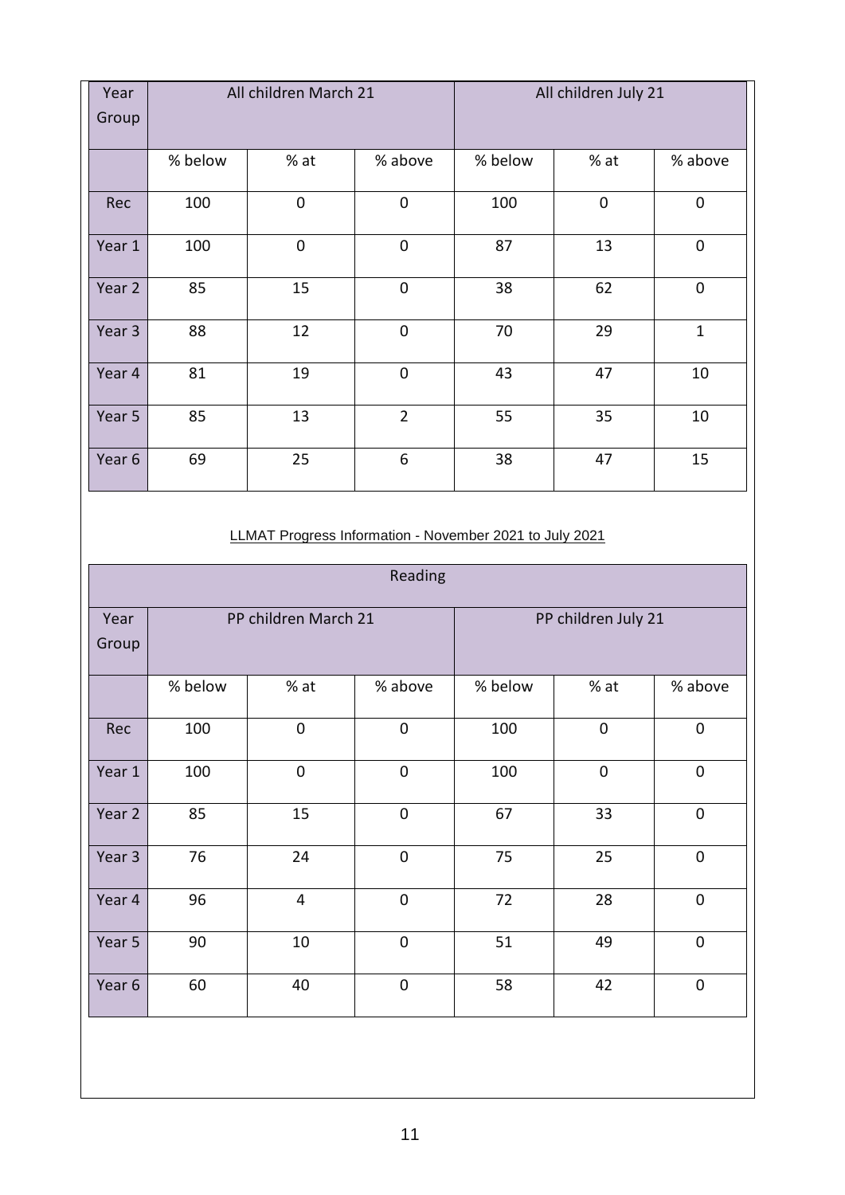| Year Group | All children March 21 | | | All children July 21 | | |
|---|---|---|---|---|---|---|
| | % below | % at | % above | % below | % at | % above |
| Rec | 100 | 0 | 0 | 100 | 0 | 0 |
| Year 1 | 100 | 0 | 0 | 87 | 13 | 0 |
| Year 2 | 85 | 15 | 0 | 38 | 62 | 0 |
| Year 3 | 88 | 12 | 0 | 70 | 29 | 1 |
| Year 4 | 81 | 19 | 0 | 43 | 47 | 10 |
| Year 5 | 85 | 13 | 2 | 55 | 35 | 10 |
| Year 6 | 69 | 25 | 6 | 38 | 47 | 15 |

LLMAT Progress Information - November 2021 to July 2021

| Reading | | | | | | |
|---|---|---|---|---|---|---|
| Year Group | PP children March 21 | | | PP children July 21 | | |
| | % below | % at | % above | % below | % at | % above |
| Rec | 100 | 0 | 0 | 100 | 0 | 0 |
| Year 1 | 100 | 0 | 0 | 100 | 0 | 0 |
| Year 2 | 85 | 15 | 0 | 67 | 33 | 0 |
| Year 3 | 76 | 24 | 0 | 75 | 25 | 0 |
| Year 4 | 96 | 4 | 0 | 72 | 28 | 0 |
| Year 5 | 90 | 10 | 0 | 51 | 49 | 0 |
| Year 6 | 60 | 40 | 0 | 58 | 42 | 0 |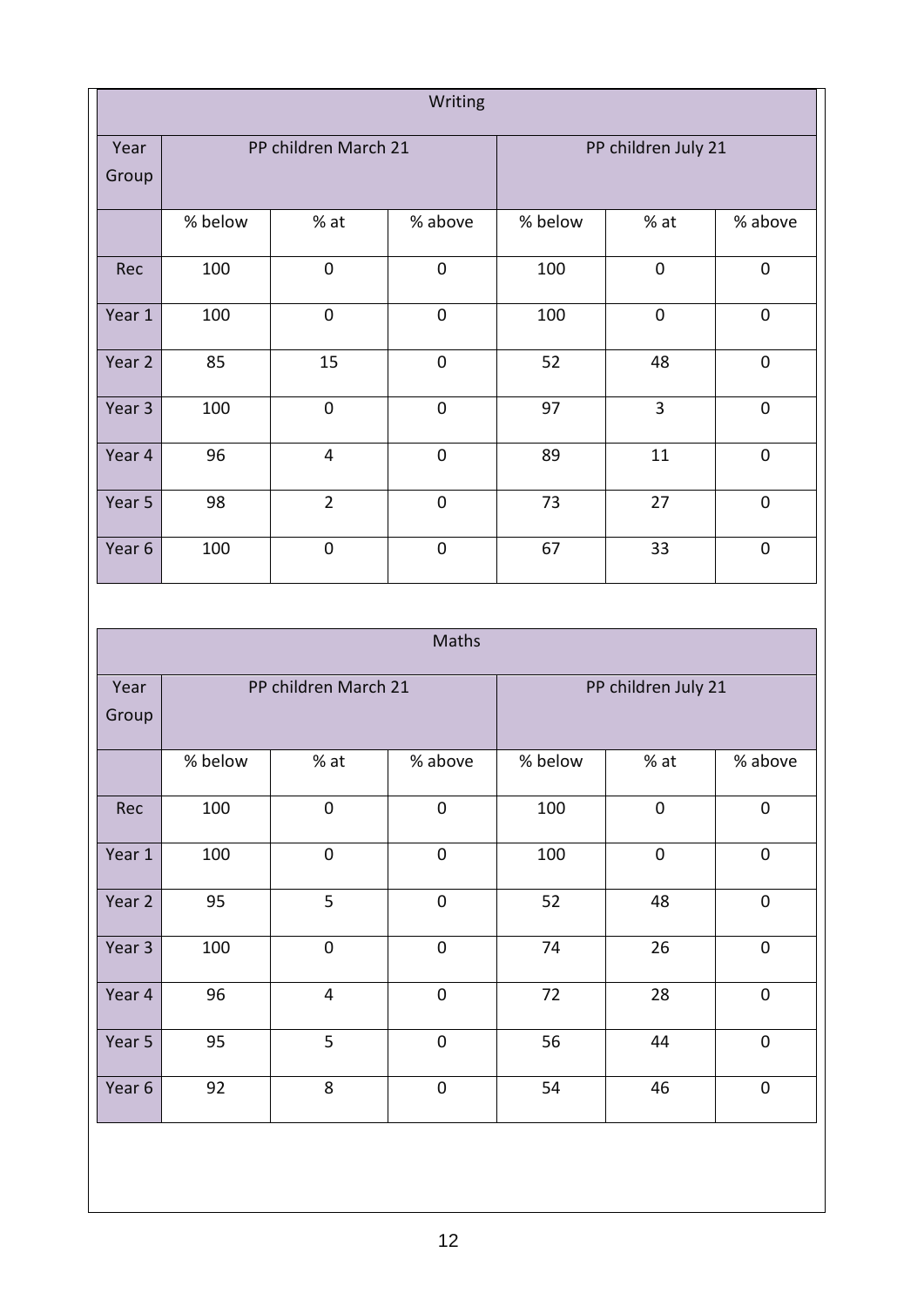| Writing | | | | | | |
|---|---|---|---|---|---|---|
| Year Group | PP children March 21 | | | PP children July 21 | | |
| | % below | % at | % above | % below | % at | % above |
| Rec | 100 | 0 | 0 | 100 | 0 | 0 |
| Year 1 | 100 | 0 | 0 | 100 | 0 | 0 |
| Year 2 | 85 | 15 | 0 | 52 | 48 | 0 |
| Year 3 | 100 | 0 | 0 | 97 | 3 | 0 |
| Year 4 | 96 | 4 | 0 | 89 | 11 | 0 |
| Year 5 | 98 | 2 | 0 | 73 | 27 | 0 |
| Year 6 | 100 | 0 | 0 | 67 | 33 | 0 |

| Maths | | | | | | |
|---|---|---|---|---|---|---|
| Year Group | PP children March 21 | | | PP children July 21 | | |
| | % below | % at | % above | % below | % at | % above |
| Rec | 100 | 0 | 0 | 100 | 0 | 0 |
| Year 1 | 100 | 0 | 0 | 100 | 0 | 0 |
| Year 2 | 95 | 5 | 0 | 52 | 48 | 0 |
| Year 3 | 100 | 0 | 0 | 74 | 26 | 0 |
| Year 4 | 96 | 4 | 0 | 72 | 28 | 0 |
| Year 5 | 95 | 5 | 0 | 56 | 44 | 0 |
| Year 6 | 92 | 8 | 0 | 54 | 46 | 0 |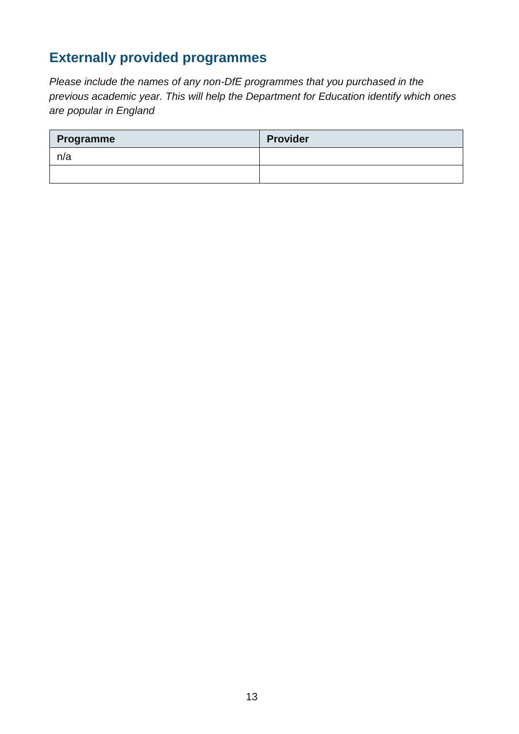## Externally provided programmes

*Please include the names of any non-DfE programmes that you purchased in the previous academic year. This will help the Department for Education identify which ones are popular in England*

| Programme | Provider |
|---|---|
| n/a | |
| | |